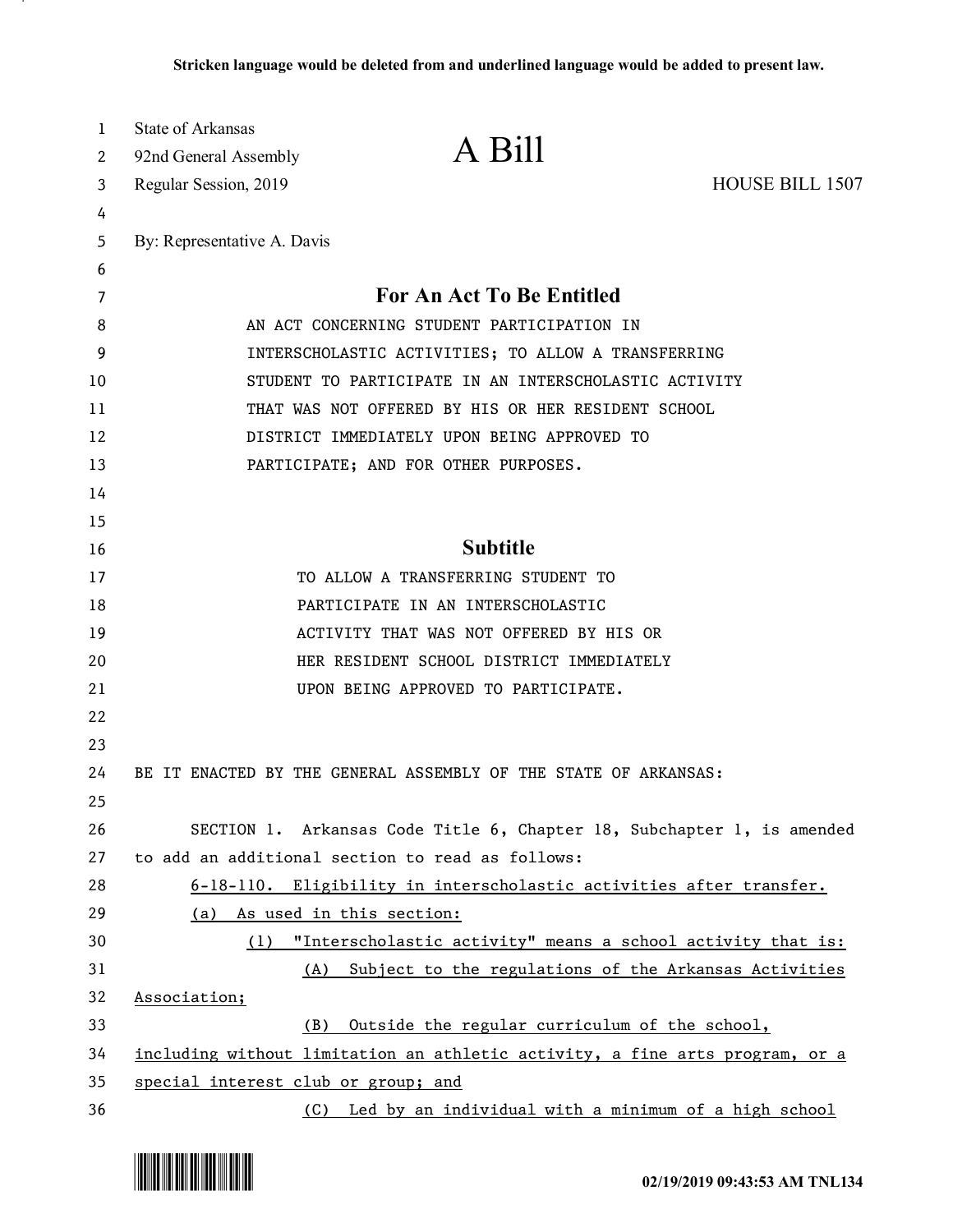**Stricken language would be deleted from and underlined language would be added to present law.**

State of Arkansas
92nd General Assembly
Regular Session, 2019

# A Bill

HOUSE BILL 1507

By: Representative A. Davis

## For An Act To Be Entitled

AN ACT CONCERNING STUDENT PARTICIPATION IN INTERSCHOLASTIC ACTIVITIES; TO ALLOW A TRANSFERRING STUDENT TO PARTICIPATE IN AN INTERSCHOLASTIC ACTIVITY THAT WAS NOT OFFERED BY HIS OR HER RESIDENT SCHOOL DISTRICT IMMEDIATELY UPON BEING APPROVED TO PARTICIPATE; AND FOR OTHER PURPOSES.

## Subtitle

TO ALLOW A TRANSFERRING STUDENT TO PARTICIPATE IN AN INTERSCHOLASTIC ACTIVITY THAT WAS NOT OFFERED BY HIS OR HER RESIDENT SCHOOL DISTRICT IMMEDIATELY UPON BEING APPROVED TO PARTICIPATE.

BE IT ENACTED BY THE GENERAL ASSEMBLY OF THE STATE OF ARKANSAS:

SECTION 1. Arkansas Code Title 6, Chapter 18, Subchapter 1, is amended to add an additional section to read as follows:

<u>6-18-110. Eligibility in interscholastic activities after transfer.</u>

<u>(a) As used in this section:</u>

<u>(1) "Interscholastic activity" means a school activity that is:</u>

<u>(A) Subject to the regulations of the Arkansas Activities Association;</u>

<u>(B) Outside the regular curriculum of the school, including without limitation an athletic activity, a fine arts program, or a special interest club or group; and</u>

<u>(C) Led by an individual with a minimum of a high school</u>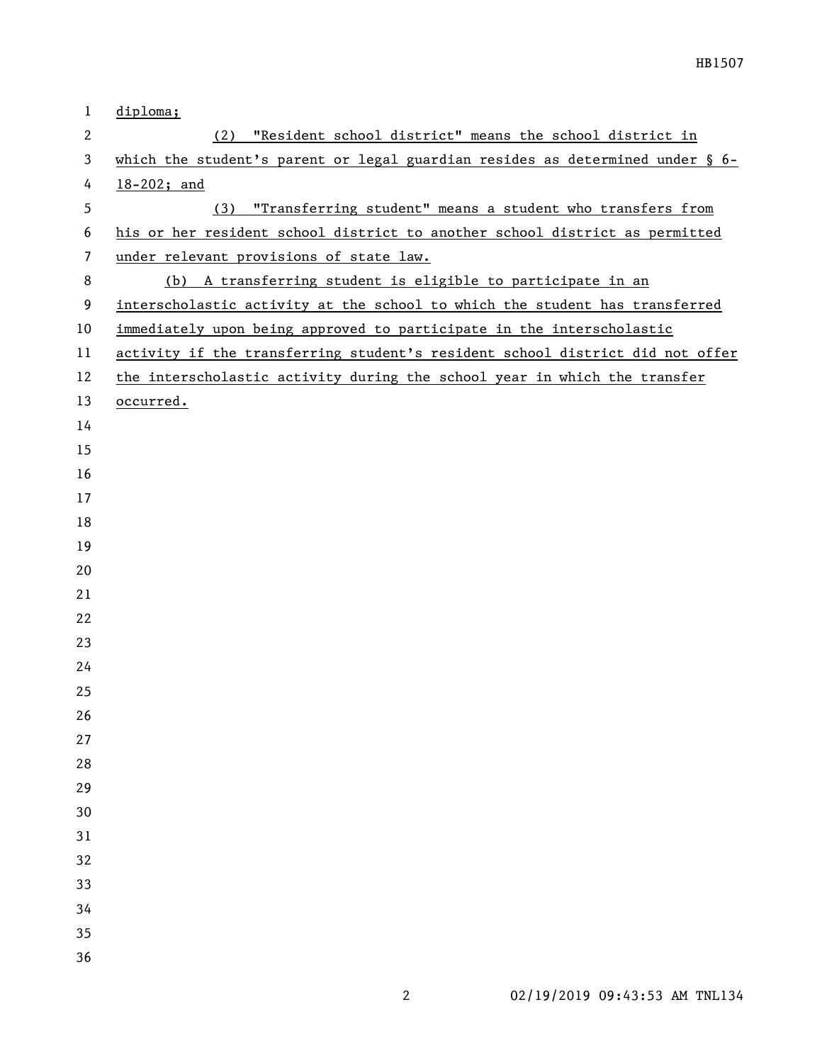diploma;

(2) "Resident school district" means the school district in which the student's parent or legal guardian resides as determined under § 6-18-202; and

(3) "Transferring student" means a student who transfers from his or her resident school district to another school district as permitted under relevant provisions of state law.

(b) A transferring student is eligible to participate in an interscholastic activity at the school to which the student has transferred immediately upon being approved to participate in the interscholastic activity if the transferring student's resident school district did not offer the interscholastic activity during the school year in which the transfer occurred.